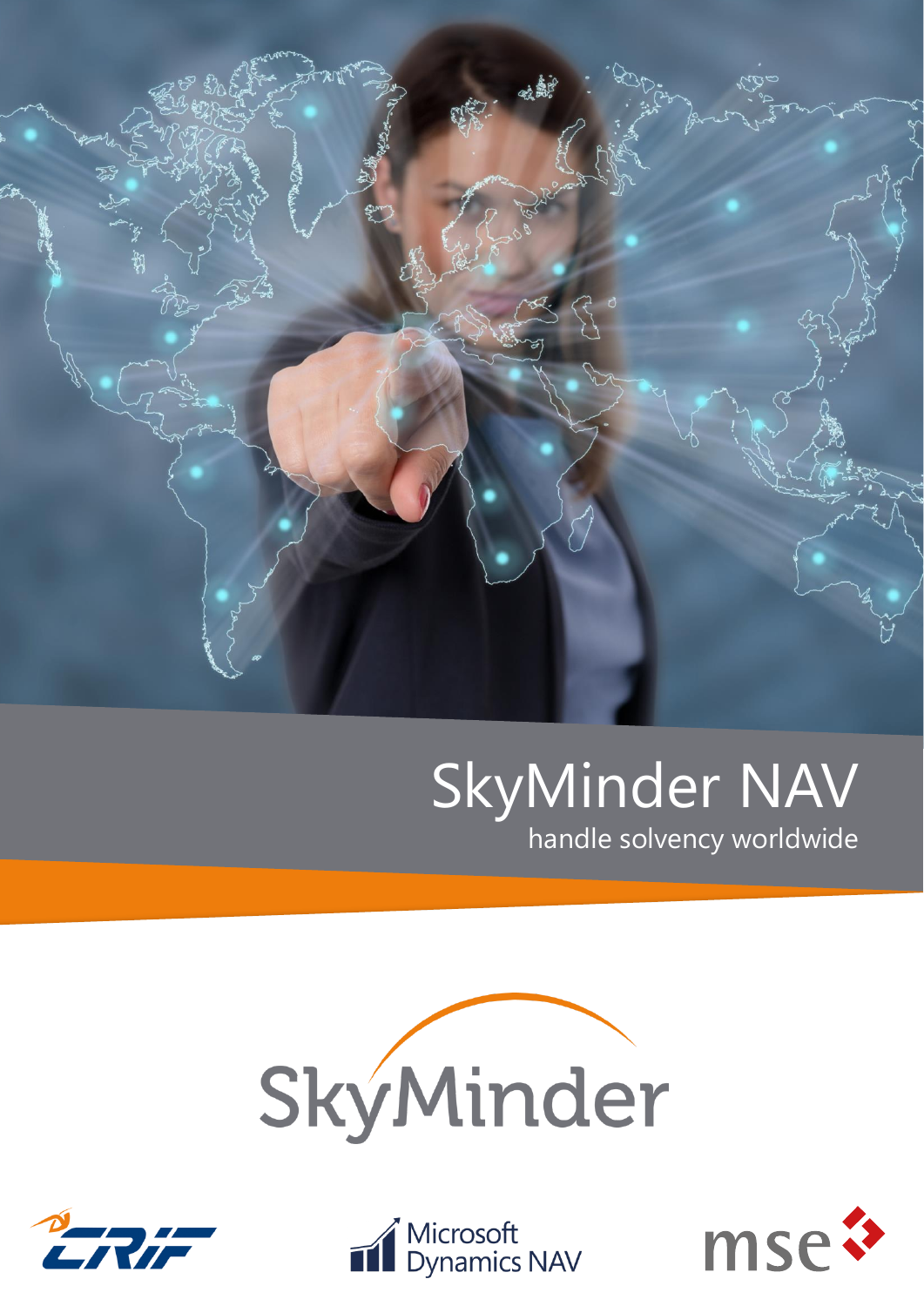# SkyMinder NAV

handle solvency worldwide

SkyMinder

CRIF

Microsoft Dynamics NAV

mse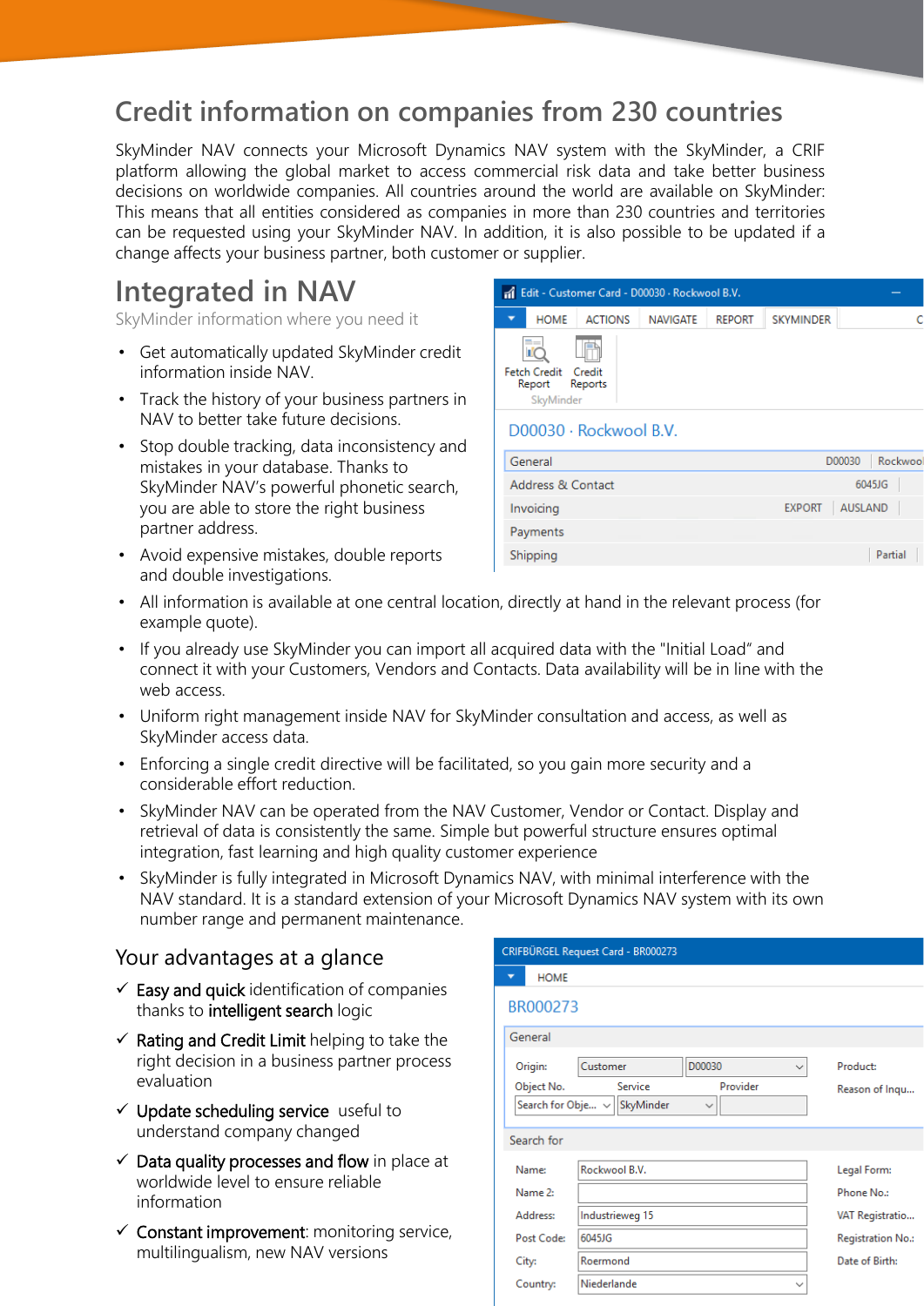## Credit information on companies from 230 countries

SkyMinder NAV connects your Microsoft Dynamics NAV system with the SkyMinder, a CRIF platform allowing the global market to access commercial risk data and take better business decisions on worldwide companies. All countries around the world are available on SkyMinder: This means that all entities considered as companies in more than 230 countries and territories can be requested using your SkyMinder NAV. In addition, it is also possible to be updated if a change affects your business partner, both customer or supplier.

## Integrated in NAV

SkyMinder information where you need it

- Get automatically updated SkyMinder credit information inside NAV.
- Track the history of your business partners in NAV to better take future decisions.
- Stop double tracking, data inconsistency and mistakes in your database. Thanks to SkyMinder NAV's powerful phonetic search, you are able to store the right business partner address.
- Avoid expensive mistakes, double reports and double investigations.
- All information is available at one central location, directly at hand in the relevant process (for example quote).
- If you already use SkyMinder you can import all acquired data with the "Initial Load" and connect it with your Customers, Vendors and Contacts. Data availability will be in line with the web access.
- Uniform right management inside NAV for SkyMinder consultation and access, as well as SkyMinder access data.
- Enforcing a single credit directive will be facilitated, so you gain more security and a considerable effort reduction.
- SkyMinder NAV can be operated from the NAV Customer, Vendor or Contact. Display and retrieval of data is consistently the same. Simple but powerful structure ensures optimal integration, fast learning and high quality customer experience
- SkyMinder is fully integrated in Microsoft Dynamics NAV, with minimal interference with the NAV standard. It is a standard extension of your Microsoft Dynamics NAV system with its own number range and permanent maintenance.

## Your advantages at a glance

- ✓ **Easy and quick** identification of companies thanks to **intelligent search** logic
- ✓ **Rating and Credit Limit** helping to take the right decision in a business partner process evaluation
- ✓ **Update scheduling service** useful to understand company changed
- ✓ **Data quality processes and flow** in place at worldwide level to ensure reliable information
- ✓ **Constant improvement**: monitoring service, multilingualism, new NAV versions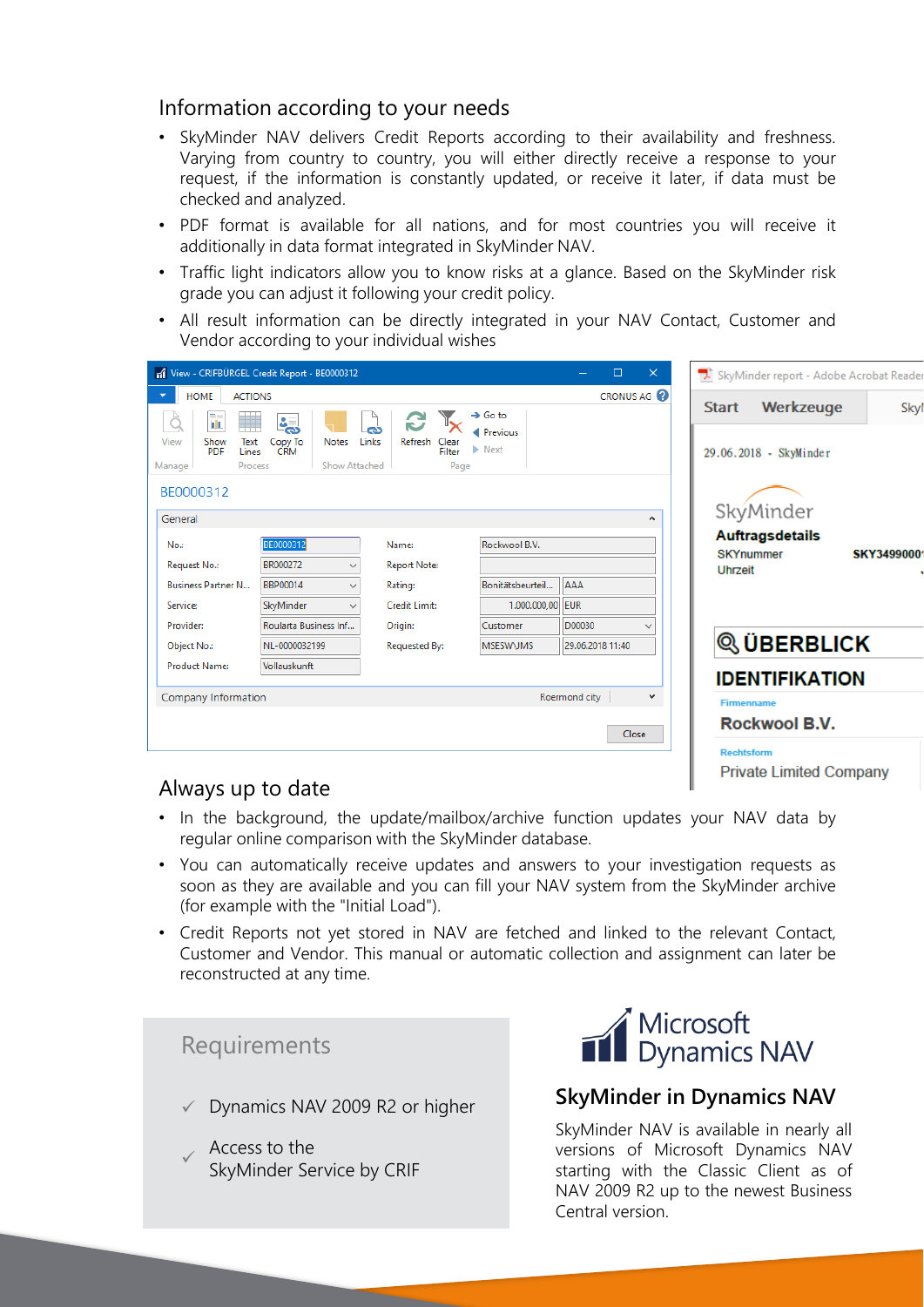## Information according to your needs

- SkyMinder NAV delivers Credit Reports according to their availability and freshness. Varying from country to country, you will either directly receive a response to your request, if the information is constantly updated, or receive it later, if data must be checked and analyzed.
- PDF format is available for all nations, and for most countries you will receive it additionally in data format integrated in SkyMinder NAV.
- Traffic light indicators allow you to know risks at a glance. Based on the SkyMinder risk grade you can adjust it following your credit policy.
- All result information can be directly integrated in your NAV Contact, Customer and Vendor according to your individual wishes

## Always up to date

- In the background, the update/mailbox/archive function updates your NAV data by regular online comparison with the SkyMinder database.
- You can automatically receive updates and answers to your investigation requests as soon as they are available and you can fill your NAV system from the SkyMinder archive (for example with the "Initial Load").
- Credit Reports not yet stored in NAV are fetched and linked to the relevant Contact, Customer and Vendor. This manual or automatic collection and assignment can later be reconstructed at any time.

## Requirements

- ✓ Dynamics NAV 2009 R2 or higher
- ✓ Access to the SkyMinder Service by CRIF

## SkyMinder in Dynamics NAV

SkyMinder NAV is available in nearly all versions of Microsoft Dynamics NAV starting with the Classic Client as of NAV 2009 R2 up to the newest Business Central version.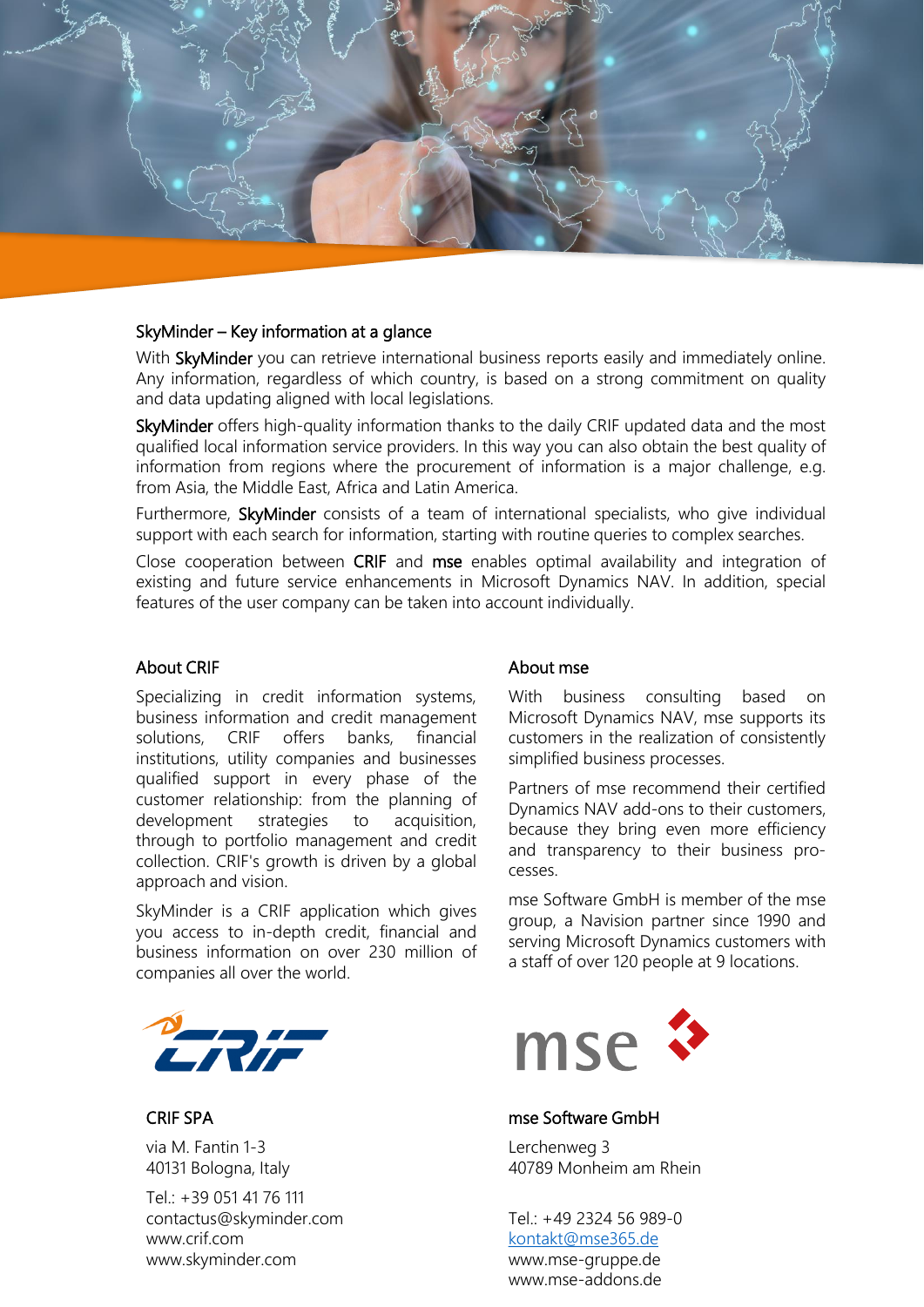## SkyMinder – Key information at a glance

With SkyMinder you can retrieve international business reports easily and immediately online. Any information, regardless of which country, is based on a strong commitment on quality and data updating aligned with local legislations.

SkyMinder offers high-quality information thanks to the daily CRIF updated data and the most qualified local information service providers. In this way you can also obtain the best quality of information from regions where the procurement of information is a major challenge, e.g. from Asia, the Middle East, Africa and Latin America.

Furthermore, SkyMinder consists of a team of international specialists, who give individual support with each search for information, starting with routine queries to complex searches.

Close cooperation between CRIF and mse enables optimal availability and integration of existing and future service enhancements in Microsoft Dynamics NAV. In addition, special features of the user company can be taken into account individually.

## About CRIF

Specializing in credit information systems, business information and credit management solutions, CRIF offers banks, financial institutions, utility companies and businesses qualified support in every phase of the customer relationship: from the planning of development strategies to acquisition, through to portfolio management and credit collection. CRIF's growth is driven by a global approach and vision.

SkyMinder is a CRIF application which gives you access to in-depth credit, financial and business information on over 230 million of companies all over the world.

**CRIF SPA**

via M. Fantin 1-3
40131 Bologna, Italy

Tel.: +39 051 41 76 111
contactus@skyminder.com
www.crif.com
www.skyminder.com

## About mse

With business consulting based on Microsoft Dynamics NAV, mse supports its customers in the realization of consistently simplified business processes.

Partners of mse recommend their certified Dynamics NAV add-ons to their customers, because they bring even more efficiency and transparency to their business processes.

mse Software GmbH is member of the mse group, a Navision partner since 1990 and serving Microsoft Dynamics customers with a staff of over 120 people at 9 locations.

**mse Software GmbH**

Lerchenweg 3
40789 Monheim am Rhein

Tel.: +49 2324 56 989-0
kontakt@mse365.de
www.mse-gruppe.de
www.mse-addons.de